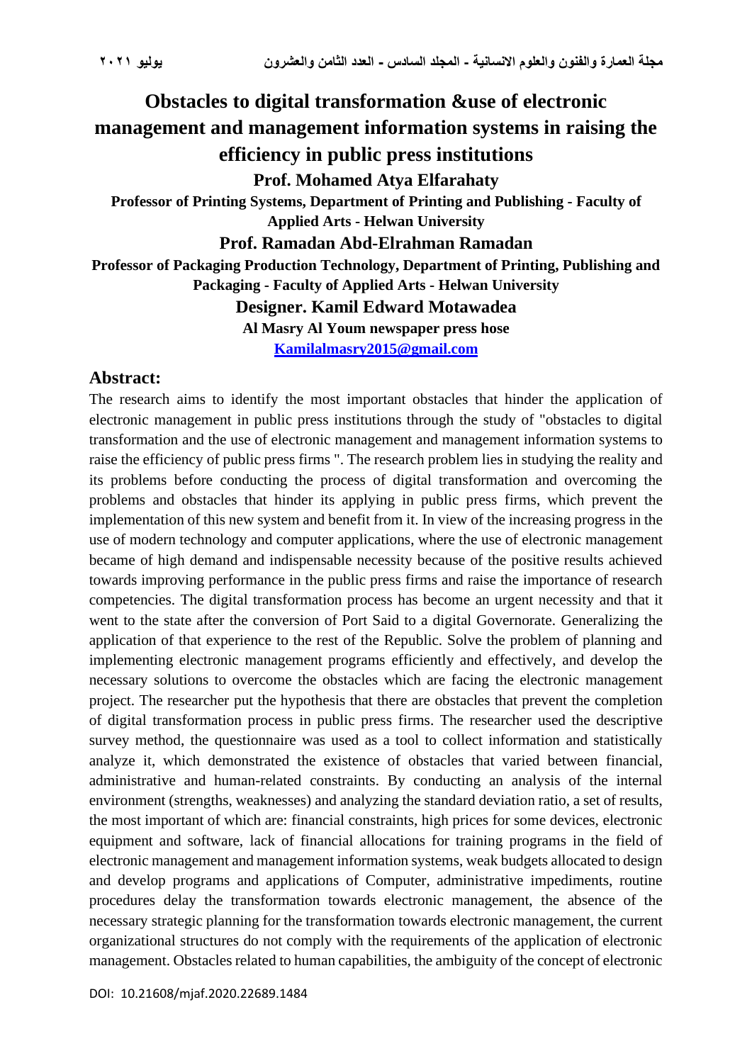# Obstacles to digital transformation &use of electronic management and management information systems in raising the efficiency in public press institutions

**Prof. Mohamed Atya Elfarahaty**

**Professor of Printing Systems, Department of Printing and Publishing - Faculty of Applied Arts - Helwan University**

**Prof. Ramadan Abd-Elrahman Ramadan**

**Professor of Packaging Production Technology, Department of Printing, Publishing and Packaging - Faculty of Applied Arts - Helwan University**

**Designer. Kamil Edward Motawadea**

**Al Masry Al Youm newspaper press hose**

**Kamilalmasry2015@gmail.com**

## Abstract:

The research aims to identify the most important obstacles that hinder the application of electronic management in public press institutions through the study of "obstacles to digital transformation and the use of electronic management and management information systems to raise the efficiency of public press firms ". The research problem lies in studying the reality and its problems before conducting the process of digital transformation and overcoming the problems and obstacles that hinder its applying in public press firms, which prevent the implementation of this new system and benefit from it. In view of the increasing progress in the use of modern technology and computer applications, where the use of electronic management became of high demand and indispensable necessity because of the positive results achieved towards improving performance in the public press firms and raise the importance of research competencies. The digital transformation process has become an urgent necessity and that it went to the state after the conversion of Port Said to a digital Governorate. Generalizing the application of that experience to the rest of the Republic. Solve the problem of planning and implementing electronic management programs efficiently and effectively, and develop the necessary solutions to overcome the obstacles which are facing the electronic management project. The researcher put the hypothesis that there are obstacles that prevent the completion of digital transformation process in public press firms. The researcher used the descriptive survey method, the questionnaire was used as a tool to collect information and statistically analyze it, which demonstrated the existence of obstacles that varied between financial, administrative and human-related constraints. By conducting an analysis of the internal environment (strengths, weaknesses) and analyzing the standard deviation ratio, a set of results, the most important of which are: financial constraints, high prices for some devices, electronic equipment and software, lack of financial allocations for training programs in the field of electronic management and management information systems, weak budgets allocated to design and develop programs and applications of Computer, administrative impediments, routine procedures delay the transformation towards electronic management, the absence of the necessary strategic planning for the transformation towards electronic management, the current organizational structures do not comply with the requirements of the application of electronic management. Obstacles related to human capabilities, the ambiguity of the concept of electronic

DOI: 10.21608/mjaf.2020.22689.1484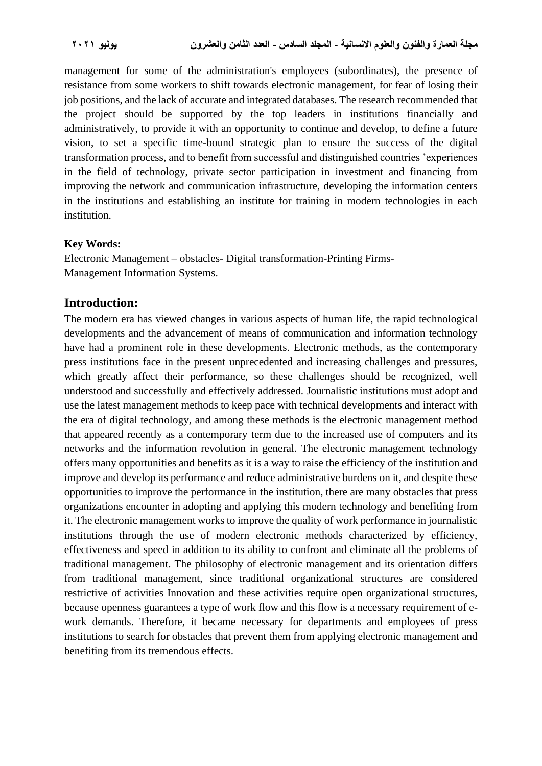management for some of the administration's employees (subordinates), the presence of resistance from some workers to shift towards electronic management, for fear of losing their job positions, and the lack of accurate and integrated databases. The research recommended that the project should be supported by the top leaders in institutions financially and administratively, to provide it with an opportunity to continue and develop, to define a future vision, to set a specific time-bound strategic plan to ensure the success of the digital transformation process, and to benefit from successful and distinguished countries 'experiences in the field of technology, private sector participation in investment and financing from improving the network and communication infrastructure, developing the information centers in the institutions and establishing an institute for training in modern technologies in each institution.

**Key Words:**

Electronic Management – obstacles- Digital transformation-Printing Firms-
Management Information Systems.

## Introduction:

The modern era has viewed changes in various aspects of human life, the rapid technological developments and the advancement of means of communication and information technology have had a prominent role in these developments. Electronic methods, as the contemporary press institutions face in the present unprecedented and increasing challenges and pressures, which greatly affect their performance, so these challenges should be recognized, well understood and successfully and effectively addressed. Journalistic institutions must adopt and use the latest management methods to keep pace with technical developments and interact with the era of digital technology, and among these methods is the electronic management method that appeared recently as a contemporary term due to the increased use of computers and its networks and the information revolution in general. The electronic management technology offers many opportunities and benefits as it is a way to raise the efficiency of the institution and improve and develop its performance and reduce administrative burdens on it, and despite these opportunities to improve the performance in the institution, there are many obstacles that press organizations encounter in adopting and applying this modern technology and benefiting from it. The electronic management works to improve the quality of work performance in journalistic institutions through the use of modern electronic methods characterized by efficiency, effectiveness and speed in addition to its ability to confront and eliminate all the problems of traditional management. The philosophy of electronic management and its orientation differs from traditional management, since traditional organizational structures are considered restrictive of activities Innovation and these activities require open organizational structures, because openness guarantees a type of work flow and this flow is a necessary requirement of e-work demands. Therefore, it became necessary for departments and employees of press institutions to search for obstacles that prevent them from applying electronic management and benefiting from its tremendous effects.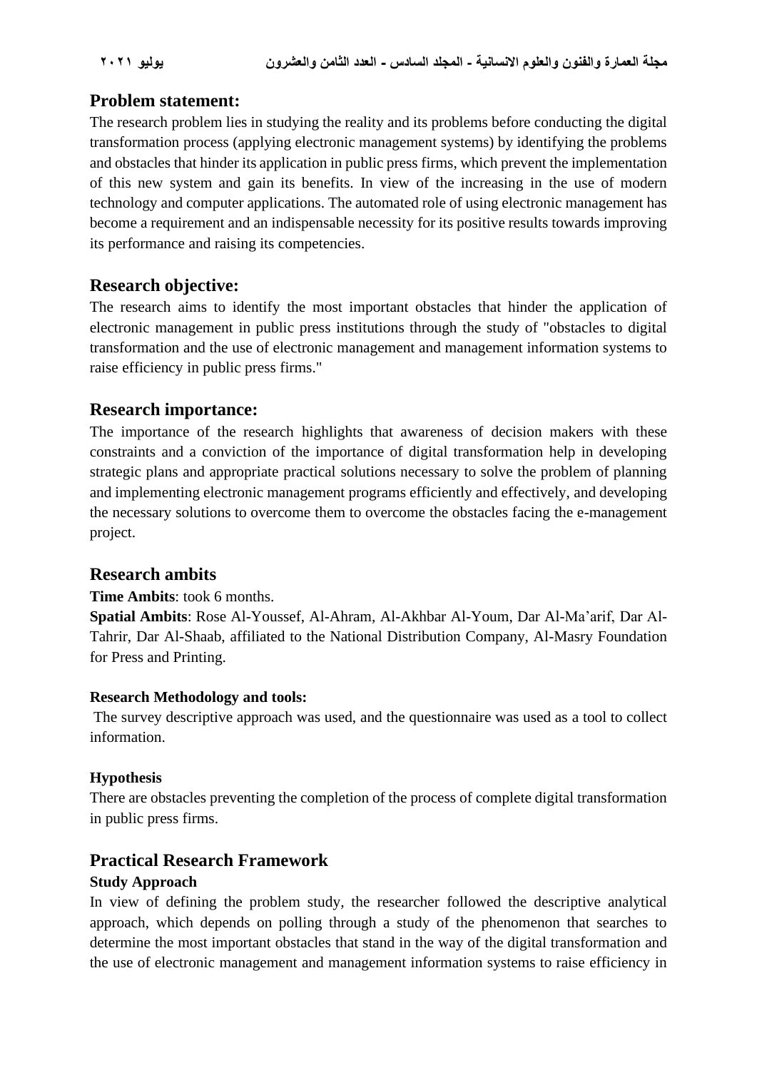## Problem statement:

The research problem lies in studying the reality and its problems before conducting the digital transformation process (applying electronic management systems) by identifying the problems and obstacles that hinder its application in public press firms, which prevent the implementation of this new system and gain its benefits. In view of the increasing in the use of modern technology and computer applications. The automated role of using electronic management has become a requirement and an indispensable necessity for its positive results towards improving its performance and raising its competencies.

## Research objective:

The research aims to identify the most important obstacles that hinder the application of electronic management in public press institutions through the study of "obstacles to digital transformation and the use of electronic management and management information systems to raise efficiency in public press firms."

## Research importance:

The importance of the research highlights that awareness of decision makers with these constraints and a conviction of the importance of digital transformation help in developing strategic plans and appropriate practical solutions necessary to solve the problem of planning and implementing electronic management programs efficiently and effectively, and developing the necessary solutions to overcome them to overcome the obstacles facing the e-management project.

## Research ambits

**Time Ambits**: took 6 months.

**Spatial Ambits**: Rose Al-Youssef, Al-Ahram, Al-Akhbar Al-Youm, Dar Al-Ma'arif, Dar Al-Tahrir, Dar Al-Shaab, affiliated to the National Distribution Company, Al-Masry Foundation for Press and Printing.

### Research Methodology and tools:

The survey descriptive approach was used, and the questionnaire was used as a tool to collect information.

### Hypothesis

There are obstacles preventing the completion of the process of complete digital transformation in public press firms.

## Practical Research Framework

### Study Approach

In view of defining the problem study, the researcher followed the descriptive analytical approach, which depends on polling through a study of the phenomenon that searches to determine the most important obstacles that stand in the way of the digital transformation and the use of electronic management and management information systems to raise efficiency in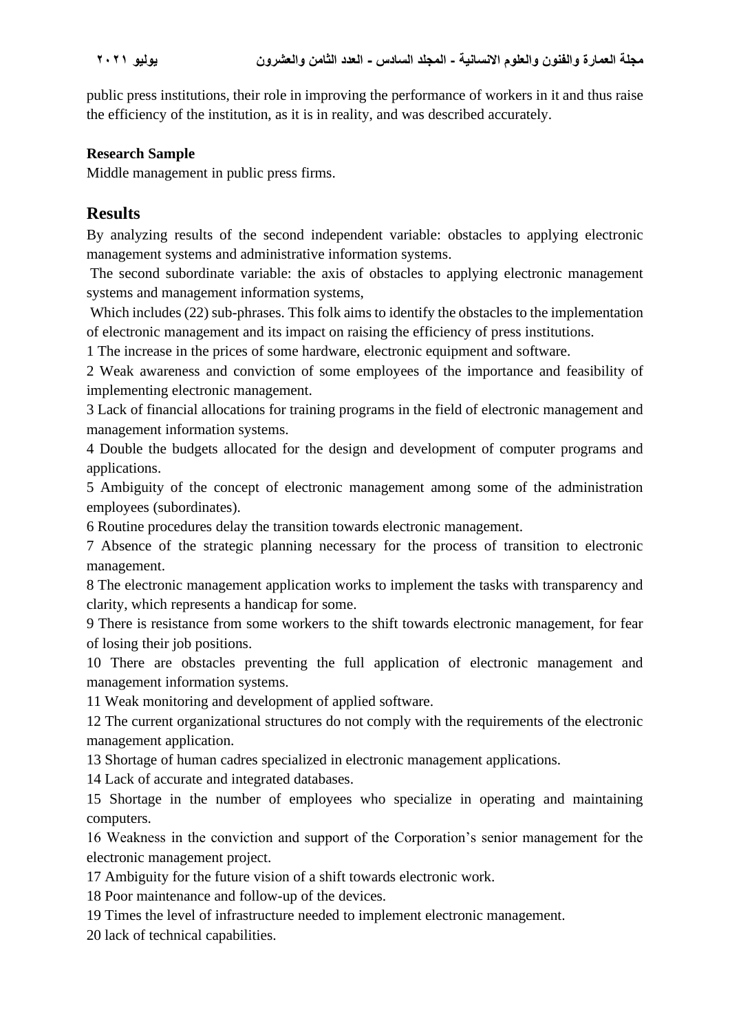public press institutions, their role in improving the performance of workers in it and thus raise the efficiency of the institution, as it is in reality, and was described accurately.

**Research Sample**

Middle management in public press firms.

## Results

By analyzing results of the second independent variable: obstacles to applying electronic management systems and administrative information systems.

The second subordinate variable: the axis of obstacles to applying electronic management systems and management information systems,

Which includes (22) sub-phrases. This folk aims to identify the obstacles to the implementation of electronic management and its impact on raising the efficiency of press institutions.

1 The increase in the prices of some hardware, electronic equipment and software.

2 Weak awareness and conviction of some employees of the importance and feasibility of implementing electronic management.

3 Lack of financial allocations for training programs in the field of electronic management and management information systems.

4 Double the budgets allocated for the design and development of computer programs and applications.

5 Ambiguity of the concept of electronic management among some of the administration employees (subordinates).

6 Routine procedures delay the transition towards electronic management.

7 Absence of the strategic planning necessary for the process of transition to electronic management.

8 The electronic management application works to implement the tasks with transparency and clarity, which represents a handicap for some.

9 There is resistance from some workers to the shift towards electronic management, for fear of losing their job positions.

10 There are obstacles preventing the full application of electronic management and management information systems.

11 Weak monitoring and development of applied software.

12 The current organizational structures do not comply with the requirements of the electronic management application.

13 Shortage of human cadres specialized in electronic management applications.

14 Lack of accurate and integrated databases.

15 Shortage in the number of employees who specialize in operating and maintaining computers.

16 Weakness in the conviction and support of the Corporation's senior management for the electronic management project.

17 Ambiguity for the future vision of a shift towards electronic work.

18 Poor maintenance and follow-up of the devices.

19 Times the level of infrastructure needed to implement electronic management.

20 lack of technical capabilities.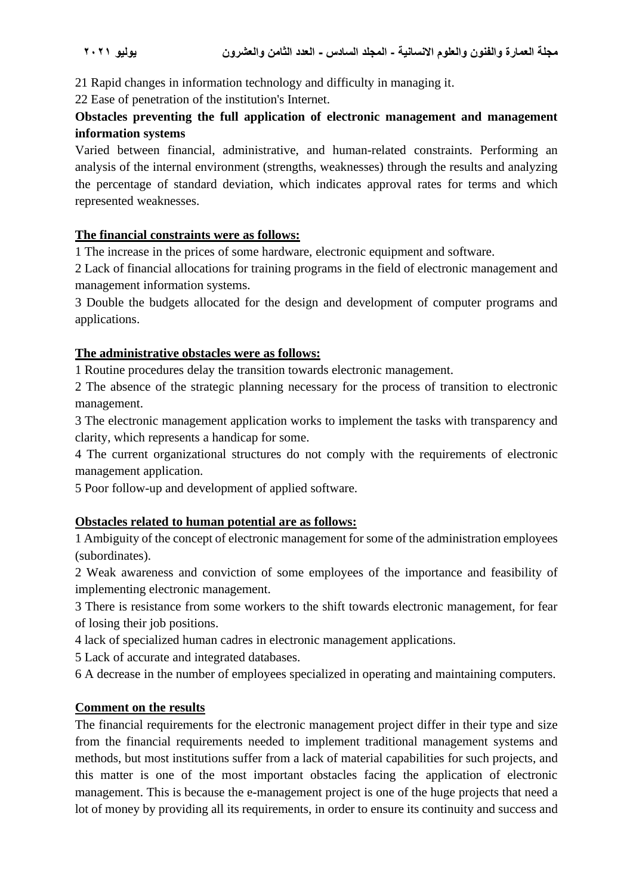21 Rapid changes in information technology and difficulty in managing it.

22 Ease of penetration of the institution's Internet.

**Obstacles preventing the full application of electronic management and management information systems**

Varied between financial, administrative, and human-related constraints. Performing an analysis of the internal environment (strengths, weaknesses) through the results and analyzing the percentage of standard deviation, which indicates approval rates for terms and which represented weaknesses.

**<u>The financial constraints were as follows:</u>**

1 The increase in the prices of some hardware, electronic equipment and software.

2 Lack of financial allocations for training programs in the field of electronic management and management information systems.

3 Double the budgets allocated for the design and development of computer programs and applications.

**<u>The administrative obstacles were as follows:</u>**

1 Routine procedures delay the transition towards electronic management.

2 The absence of the strategic planning necessary for the process of transition to electronic management.

3 The electronic management application works to implement the tasks with transparency and clarity, which represents a handicap for some.

4 The current organizational structures do not comply with the requirements of electronic management application.

5 Poor follow-up and development of applied software.

**<u>Obstacles related to human potential are as follows:</u>**

1 Ambiguity of the concept of electronic management for some of the administration employees (subordinates).

2 Weak awareness and conviction of some employees of the importance and feasibility of implementing electronic management.

3 There is resistance from some workers to the shift towards electronic management, for fear of losing their job positions.

4 lack of specialized human cadres in electronic management applications.

5 Lack of accurate and integrated databases.

6 A decrease in the number of employees specialized in operating and maintaining computers.

**<u>Comment on the results</u>**

The financial requirements for the electronic management project differ in their type and size from the financial requirements needed to implement traditional management systems and methods, but most institutions suffer from a lack of material capabilities for such projects, and this matter is one of the most important obstacles facing the application of electronic management. This is because the e-management project is one of the huge projects that need a lot of money by providing all its requirements, in order to ensure its continuity and success and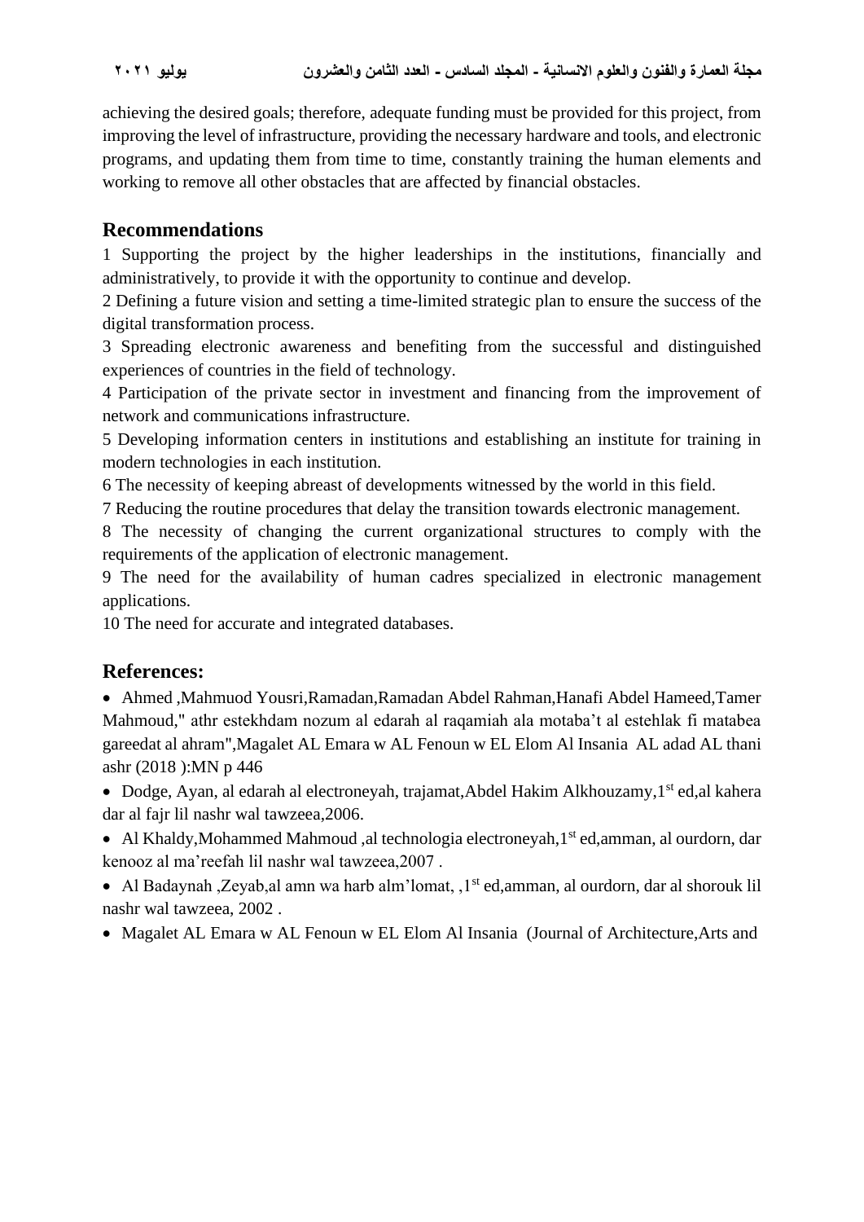achieving the desired goals; therefore, adequate funding must be provided for this project, from improving the level of infrastructure, providing the necessary hardware and tools, and electronic programs, and updating them from time to time, constantly training the human elements and working to remove all other obstacles that are affected by financial obstacles.

## Recommendations

1 Supporting the project by the higher leaderships in the institutions, financially and administratively, to provide it with the opportunity to continue and develop.

2 Defining a future vision and setting a time-limited strategic plan to ensure the success of the digital transformation process.

3 Spreading electronic awareness and benefiting from the successful and distinguished experiences of countries in the field of technology.

4 Participation of the private sector in investment and financing from the improvement of network and communications infrastructure.

5 Developing information centers in institutions and establishing an institute for training in modern technologies in each institution.

6 The necessity of keeping abreast of developments witnessed by the world in this field.

7 Reducing the routine procedures that delay the transition towards electronic management.

8 The necessity of changing the current organizational structures to comply with the requirements of the application of electronic management.

9 The need for the availability of human cadres specialized in electronic management applications.

10 The need for accurate and integrated databases.

## References:

- Ahmed ,Mahmuod Yousri,Ramadan,Ramadan Abdel Rahman,Hanafi Abdel Hameed,Tamer Mahmoud," athr estekhdam nozum al edarah al raqamiah ala motaba’t al estehlak fi matabea gareedat al ahram",Magalet AL Emara w AL Fenoun w EL Elom Al Insania AL adad AL thani ashr (2018 ):MN p 446
- Dodge, Ayan, al edarah al electroneyah, trajamat,Abdel Hakim Alkhouzamy,1st ed,al kahera dar al fajr lil nashr wal tawzeea,2006.
- Al Khaldy,Mohammed Mahmoud ,al technologia electroneyah,1st ed,amman, al ourdorn, dar kenooz al ma’reefah lil nashr wal tawzeea,2007 .
- Al Badaynah ,Zeyab,al amn wa harb alm’lomat, ,1st ed,amman, al ourdorn, dar al shorouk lil nashr wal tawzeea, 2002 .
- Magalet AL Emara w AL Fenoun w EL Elom Al Insania (Journal of Architecture,Arts and